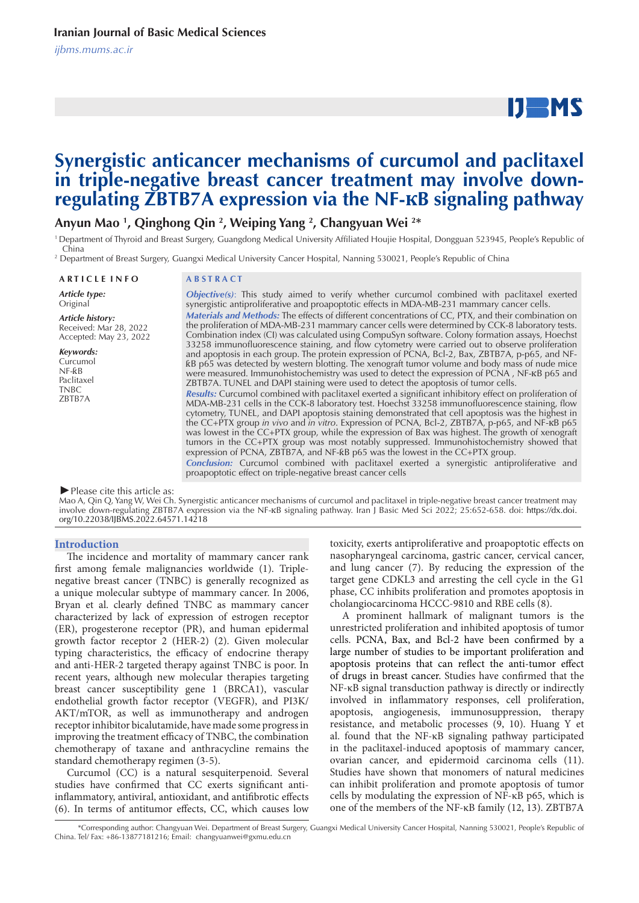# Synergistic anticancer mechanisms of curcumol and paclitaxel in triple-negative breast cancer treatment may involve down-regulating ZBTB7A expression via the NF-κB signaling pathway

**Anyun Mao [1], Qinghong Qin [2], Weiping Yang [2], Changyuan Wei [2]***

[1] Department of Thyroid and Breast Surgery, Guangdong Medical University Affiliated Houjie Hospital, Dongguan 523945, People's Republic of China

[2] Department of Breast Surgery, Guangxi Medical University Cancer Hospital, Nanning 530021, People's Republic of China

**ARTICLE INFO**

***Article type:***
Original

***Article history:***
Received: Mar 28, 2022
Accepted: May 23, 2022

***Keywords:***
Curcumol
NF-ĸB
Paclitaxel
TNBC
ZBTB7A

**ABSTRACT**

***Objective(s):*** This study aimed to verify whether curcumol combined with paclitaxel exerted synergistic antiproliferative and proapoptotic effects in MDA-MB-231 mammary cancer cells.

***Materials and Methods:*** The effects of different concentrations of CC, PTX, and their combination on the proliferation of MDA-MB-231 mammary cancer cells were determined by CCK-8 laboratory tests. Combination index (CI) was calculated using CompuSyn software. Colony formation assays, Hoechst 33258 immunofluorescence staining, and flow cytometry were carried out to observe proliferation and apoptosis in each group. The protein expression of PCNA, Bcl-2, Bax, ZBTB7A, p-p65, and NF-ĸB p65 was detected by western blotting. The xenograft tumor volume and body mass of nude mice were measured. Immunohistochemistry was used to detect the expression of PCNA , NF-ĸB p65 and ZBTB7A. TUNEL and DAPI staining were used to detect the apoptosis of tumor cells.

***Results:*** Curcumol combined with paclitaxel exerted a significant inhibitory effect on proliferation of MDA-MB-231 cells in the CCK-8 laboratory test. Hoechst 33258 immunofluorescence staining, flow cytometry, TUNEL, and DAPI apoptosis staining demonstrated that cell apoptosis was the highest in the CC+PTX group *in vivo* and *in vitro*. Expression of PCNA, Bcl-2, ZBTB7A, p-p65, and NF-ĸB p65 was lowest in the CC+PTX group, while the expression of Bax was highest. The growth of xenograft tumors in the CC+PTX group was most notably suppressed. Immunohistochemistry showed that expression of PCNA, ZBTB7A, and NF-ĸB p65 was the lowest in the CC+PTX group.

***Conclusion:*** Curcumol combined with paclitaxel exerted a synergistic antiproliferative and proapoptotic effect on triple-negative breast cancer cells

►Please cite this article as:
Mao A, Qin Q, Yang W, Wei Ch. Synergistic anticancer mechanisms of curcumol and paclitaxel in triple-negative breast cancer treatment may involve down-regulating ZBTB7A expression via the NF-κB signaling pathway. Iran J Basic Med Sci 2022; 25:652-658. doi: https://dx.doi.org/10.22038/IJBMS.2022.64571.14218

## Introduction

The incidence and mortality of mammary cancer rank first among female malignancies worldwide (1). Triple-negative breast cancer (TNBC) is generally recognized as a unique molecular subtype of mammary cancer. In 2006, Bryan et al. clearly defined TNBC as mammary cancer characterized by lack of expression of estrogen receptor (ER), progesterone receptor (PR), and human epidermal growth factor receptor 2 (HER-2) (2). Given molecular typing characteristics, the efficacy of endocrine therapy and anti-HER-2 targeted therapy against TNBC is poor. In recent years, although new molecular therapies targeting breast cancer susceptibility gene 1 (BRCA1), vascular endothelial growth factor receptor (VEGFR), and PI3K/AKT/mTOR, as well as immunotherapy and androgen receptor inhibitor bicalutamide, have made some progress in improving the treatment efficacy of TNBC, the combination chemotherapy of taxane and anthracycline remains the standard chemotherapy regimen (3-5).

Curcumol (CC) is a natural sesquiterpenoid. Several studies have confirmed that CC exerts significant anti-inflammatory, antiviral, antioxidant, and antifibrotic effects (6). In terms of antitumor effects, CC, which causes low toxicity, exerts antiproliferative and proapoptotic effects on nasopharyngeal carcinoma, gastric cancer, cervical cancer, and lung cancer (7). By reducing the expression of the target gene CDKL3 and arresting the cell cycle in the G1 phase, CC inhibits proliferation and promotes apoptosis in cholangiocarcinoma HCCC-9810 and RBE cells (8).

A prominent hallmark of malignant tumors is the unrestricted proliferation and inhibited apoptosis of tumor cells. PCNA, Bax, and Bcl-2 have been confirmed by a large number of studies to be important proliferation and apoptosis proteins that can reflect the anti-tumor effect of drugs in breast cancer. Studies have confirmed that the NF-κB signal transduction pathway is directly or indirectly involved in inflammatory responses, cell proliferation, apoptosis, angiogenesis, immunosuppression, therapy resistance, and metabolic processes (9, 10). Huang Y et al. found that the NF-κB signaling pathway participated in the paclitaxel-induced apoptosis of mammary cancer, ovarian cancer, and epidermoid carcinoma cells (11). Studies have shown that monomers of natural medicines can inhibit proliferation and promote apoptosis of tumor cells by modulating the expression of NF-κB p65, which is one of the members of the NF-κB family (12, 13). ZBTB7A

*Corresponding author: Changyuan Wei. Department of Breast Surgery, Guangxi Medical University Cancer Hospital, Nanning 530021, People's Republic of China. Tel/ Fax: +86-13877181216; Email: changyuanwei@gxmu.edu.cn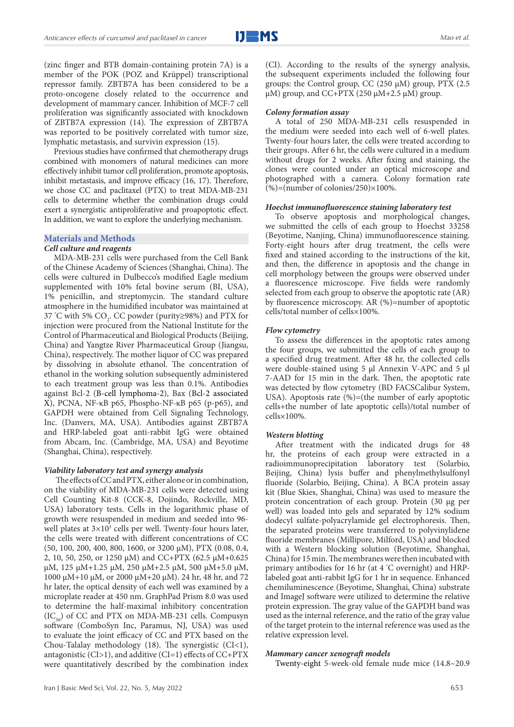(zinc finger and BTB domain-containing protein 7A) is a member of the POK (POZ and Krüppel) transcriptional repressor family. ZBTB7A has been considered to be a proto-oncogene closely related to the occurrence and development of mammary cancer. Inhibition of MCF-7 cell proliferation was significantly associated with knockdown of ZBTB7A expression (14). The expression of ZBTB7A was reported to be positively correlated with tumor size, lymphatic metastasis, and survivin expression (15).

Previous studies have confirmed that chemotherapy drugs combined with monomers of natural medicines can more effectively inhibit tumor cell proliferation, promote apoptosis, inhibit metastasis, and improve efficacy (16, 17). Therefore, we chose CC and paclitaxel (PTX) to treat MDA-MB-231 cells to determine whether the combination drugs could exert a synergistic antiproliferative and proapoptotic effect. In addition, we want to explore the underlying mechanism.

## Materials and Methods

### Cell culture and reagents

MDA-MB-231 cells were purchased from the Cell Bank of the Chinese Academy of Sciences (Shanghai, China). The cells were cultured in Dulbecco's modified Eagle medium supplemented with 10% fetal bovine serum (BI, USA), 1% penicillin, and streptomycin. The standard culture atmosphere in the humidified incubator was maintained at 37 °C with 5% $CO_2$. CC powder (purity≥98%) and PTX for injection were procured from the National Institute for the Control of Pharmaceutical and Biological Products (Beijing, China) and Yangtze River Pharmaceutical Group (Jiangsu, China), respectively. The mother liquor of CC was prepared by dissolving in absolute ethanol. The concentration of ethanol in the working solution subsequently administered to each treatment group was less than 0.1%. Antibodies against Bcl-2 (B-cell lymphoma-2), Bax (Bcl-2 associated X), PCNA, NF-κB p65, Phospho-NF-κB p65 (p-p65), and GAPDH were obtained from Cell Signaling Technology, Inc. (Danvers, MA, USA). Antibodies against ZBTB7A and HRP-labeled goat anti-rabbit IgG were obtained from Abcam, Inc. (Cambridge, MA, USA) and Beyotime (Shanghai, China), respectively.

### Viability laboratory test and synergy analysis

The effects of CC and PTX, either alone or in combination, on the viability of MDA-MB-231 cells were detected using Cell Counting Kit-8 (CCK-8, Dojindo, Rockville, MD, USA) laboratory tests. Cells in the logarithmic phase of growth were resuspended in medium and seeded into 96-well plates at $3\times10^3$ cells per well. Twenty-four hours later, the cells were treated with different concentrations of CC (50, 100, 200, 400, 800, 1600, or 3200 μM), PTX (0.08, 0.4, 2, 10, 50, 250, or 1250 μM) and CC+PTX (62.5 μM+0.625 μM, 125 μM+1.25 μM, 250 μM+2.5 μM, 500 μM+5.0 μM, 1000 μM+10 μM, or 2000 μM+20 μM). 24 hr, 48 hr, and 72 hr later, the optical density of each well was examined by a microplate reader at 450 nm. GraphPad Prism 8.0 was used to determine the half-maximal inhibitory concentration ($IC_{50}$) of CC and PTX on MDA-MB-231 cells. Compusyn software (ComboSyn Inc, Paramus, NJ, USA) was used to evaluate the joint efficacy of CC and PTX based on the Chou-Talalay methodology (18). The synergistic (CI<1), antagonistic (CI>1), and additive (CI=1) effects of CC+PTX were quantitatively described by the combination index (CI). According to the results of the synergy analysis, the subsequent experiments included the following four groups: the Control group, CC (250 μM) group, PTX (2.5 μM) group, and CC+PTX (250 μM+2.5 μM) group.

### Colony formation assay

A total of 250 MDA-MB-231 cells resuspended in the medium were seeded into each well of 6-well plates. Twenty-four hours later, the cells were treated according to their groups. After 6 hr, the cells were cultured in a medium without drugs for 2 weeks. After fixing and staining, the clones were counted under an optical microscope and photographed with a camera. Colony formation rate (%)=(number of colonies/250)×100%.

### Hoechst immunofluorescence staining laboratory test

To observe apoptosis and morphological changes, we submitted the cells of each group to Hoechst 33258 (Beyotime, Nanjing, China) immunofluorescence staining. Forty-eight hours after drug treatment, the cells were fixed and stained according to the instructions of the kit, and then, the difference in apoptosis and the change in cell morphology between the groups were observed under a fluorescence microscope. Five fields were randomly selected from each group to observe the apoptotic rate (AR) by fluorescence microscopy. AR (%)=number of apoptotic cells/total number of cells×100%.

### Flow cytometry

To assess the differences in the apoptotic rates among the four groups, we submitted the cells of each group to a specified drug treatment. After 48 hr, the collected cells were double-stained using 5 μl Annexin V-APC and 5 μl 7-AAD for 15 min in the dark. Then, the apoptotic rate was detected by flow cytometry (BD FACSCalibur System, USA). Apoptosis rate (%)=(the number of early apoptotic cells+the number of late apoptotic cells)/total number of cells×100%.

### Western blotting

After treatment with the indicated drugs for 48 hr, the proteins of each group were extracted in a radioimmunoprecipitation laboratory test (Solarbio, Beijing, China) lysis buffer and phenylmethylsulfonyl fluoride (Solarbio, Beijing, China). A BCA protein assay kit (Blue Skies, Shanghai, China) was used to measure the protein concentration of each group. Protein (30 μg per well) was loaded into gels and separated by 12% sodium dodecyl sulfate-polyacrylamide gel electrophoresis. Then, the separated proteins were transferred to polyvinylidene fluoride membranes (Millipore, Milford, USA) and blocked with a Western blocking solution (Beyotime, Shanghai, China) for 15 min. The membranes were then incubated with primary antibodies for 16 hr (at 4 °C overnight) and HRP-labeled goat anti-rabbit IgG for 1 hr in sequence. Enhanced chemiluminescence (Beyotime, Shanghai, China) substrate and ImageJ software were utilized to determine the relative protein expression. The gray value of the GAPDH band was used as the internal reference, and the ratio of the gray value of the target protein to the internal reference was used as the relative expression level.

### Mammary cancer xenograft models

Twenty-eight 5-week-old female nude mice (14.8~20.9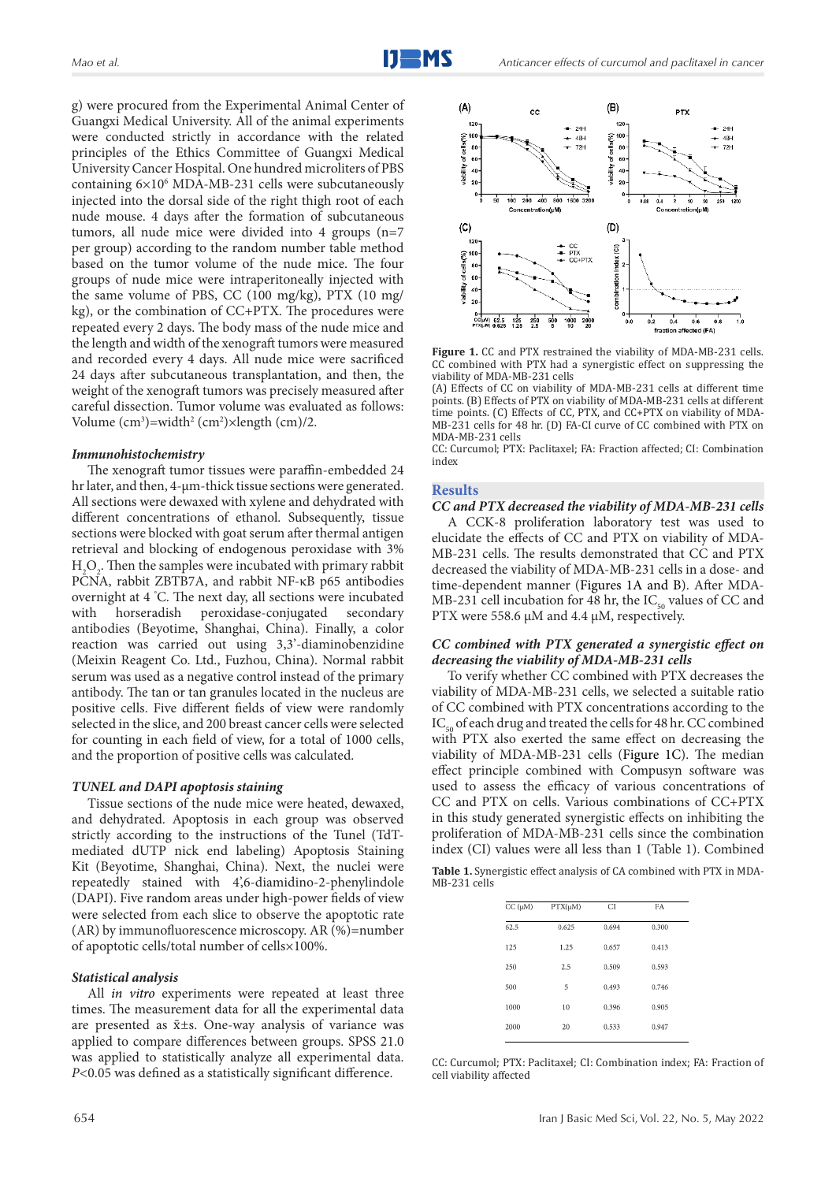g) were procured from the Experimental Animal Center of Guangxi Medical University. All of the animal experiments were conducted strictly in accordance with the related principles of the Ethics Committee of Guangxi Medical University Cancer Hospital. One hundred microliters of PBS containing $6\times10^6$ MDA-MB-231 cells were subcutaneously injected into the dorsal side of the right thigh root of each nude mouse. 4 days after the formation of subcutaneous tumors, all nude mice were divided into 4 groups (n=7 per group) according to the random number table method based on the tumor volume of the nude mice. The four groups of nude mice were intraperitoneally injected with the same volume of PBS, CC (100 mg/kg), PTX (10 mg/kg), or the combination of CC+PTX. The procedures were repeated every 2 days. The body mass of the nude mice and the length and width of the xenograft tumors were measured and recorded every 4 days. All nude mice were sacrificed 24 days after subcutaneous transplantation, and then, the weight of the xenograft tumors was precisely measured after careful dissection. Tumor volume was evaluated as follows: Volume ($cm^3$)=width$^2$ ($cm^2$)×length (cm)/2.

### *Immunohistochemistry*

The xenograft tumor tissues were paraffin-embedded 24 hr later, and then, 4-μm-thick tissue sections were generated. All sections were dewaxed with xylene and dehydrated with different concentrations of ethanol. Subsequently, tissue sections were blocked with goat serum after thermal antigen retrieval and blocking of endogenous peroxidase with 3% $H_2O_2$. Then the samples were incubated with primary rabbit PCNA, rabbit ZBTB7A, and rabbit NF-κB p65 antibodies overnight at 4 °C. The next day, all sections were incubated with horseradish peroxidase-conjugated secondary antibodies (Beyotime, Shanghai, China). Finally, a color reaction was carried out using 3,3'-diaminobenzidine (Meixin Reagent Co. Ltd., Fuzhou, China). Normal rabbit serum was used as a negative control instead of the primary antibody. The tan or tan granules located in the nucleus are positive cells. Five different fields of view were randomly selected in the slice, and 200 breast cancer cells were selected for counting in each field of view, for a total of 1000 cells, and the proportion of positive cells was calculated.

### *TUNEL and DAPI apoptosis staining*

Tissue sections of the nude mice were heated, dewaxed, and dehydrated. Apoptosis in each group was observed strictly according to the instructions of the Tunel (TdT-mediated dUTP nick end labeling) Apoptosis Staining Kit (Beyotime, Shanghai, China). Next, the nuclei were repeatedly stained with 4',6-diamidino-2-phenylindole (DAPI). Five random areas under high-power fields of view were selected from each slice to observe the apoptotic rate (AR) by immunofluorescence microscopy. AR (%)=number of apoptotic cells/total number of cells×100%.

### *Statistical analysis*

All *in vitro* experiments were repeated at least three times. The measurement data for all the experimental data are presented as $\bar{x}\pm s$. One-way analysis of variance was applied to compare differences between groups. SPSS 21.0 was applied to statistically analyze all experimental data. $P<0.05$ was defined as a statistically significant difference.

**Figure 1.** CC and PTX restrained the viability of MDA-MB-231 cells. CC combined with PTX had a synergistic effect on suppressing the viability of MDA-MB-231 cells
(A) Effects of CC on viability of MDA-MB-231 cells at different time points. (B) Effects of PTX on viability of MDA-MB-231 cells at different time points. (C) Effects of CC, PTX, and CC+PTX on viability of MDA-MB-231 cells for 48 hr. (D) FA-CI curve of CC combined with PTX on MDA-MB-231 cells
CC: Curcumol; PTX: Paclitaxel; FA: Fraction affected; CI: Combination index

## Results

### *CC and PTX decreased the viability of MDA-MB-231 cells*

A CCK-8 proliferation laboratory test was used to elucidate the effects of CC and PTX on viability of MDA-MB-231 cells. The results demonstrated that CC and PTX decreased the viability of MDA-MB-231 cells in a dose- and time-dependent manner (Figures 1A and B). After MDA-MB-231 cell incubation for 48 hr, the $IC_{50}$ values of CC and PTX were 558.6 μM and 4.4 μM, respectively.

### *CC combined with PTX generated a synergistic effect on decreasing the viability of MDA-MB-231 cells*

To verify whether CC combined with PTX decreases the viability of MDA-MB-231 cells, we selected a suitable ratio of CC combined with PTX concentrations according to the $IC_{50}$ of each drug and treated the cells for 48 hr. CC combined with PTX also exerted the same effect on decreasing the viability of MDA-MB-231 cells (Figure 1C). The median effect principle combined with Compusyn software was used to assess the efficacy of various concentrations of CC and PTX on cells. Various combinations of CC+PTX in this study generated synergistic effects on inhibiting the proliferation of MDA-MB-231 cells since the combination index (CI) values were all less than 1 (Table 1). Combined

**Table 1.** Synergistic effect analysis of CA combined with PTX in MDA-MB-231 cells

| CC (μM) | PTX(μM) | CI | FA |
|---|---|---|---|
| 62.5 | 0.625 | 0.694 | 0.300 |
| 125 | 1.25 | 0.657 | 0.413 |
| 250 | 2.5 | 0.509 | 0.593 |
| 500 | 5 | 0.493 | 0.746 |
| 1000 | 10 | 0.396 | 0.905 |
| 2000 | 20 | 0.533 | 0.947 |

CC: Curcumol; PTX: Paclitaxel; CI: Combination index; FA: Fraction of cell viability affected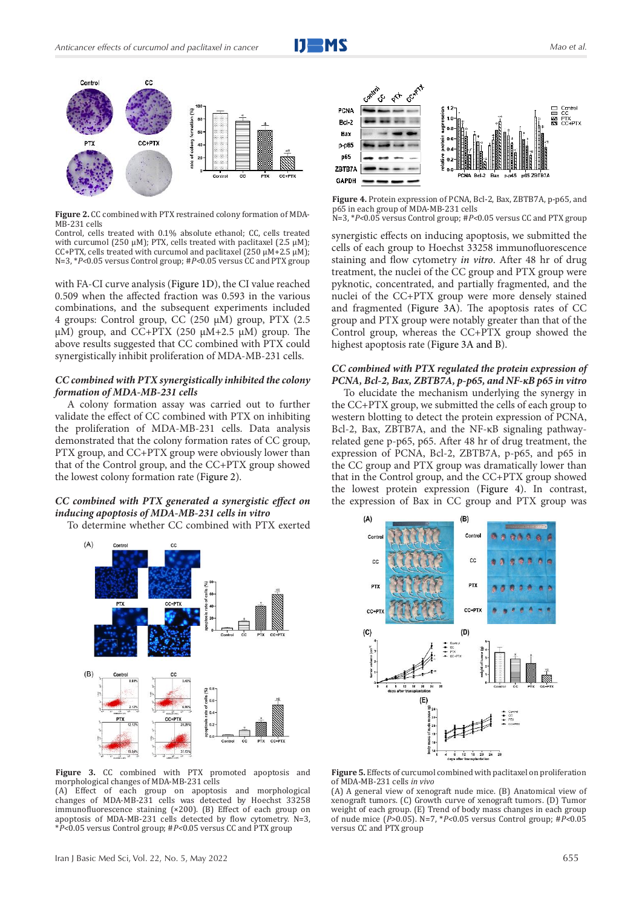**Figure 2.** CC combined with PTX restrained colony formation of MDA-MB-231 cells

Control, cells treated with 0.1% absolute ethanol; CC, cells treated with curcumol (250 μM); PTX, cells treated with paclitaxel (2.5 μM); CC+PTX, cells treated with curcumol and paclitaxel (250 μM+2.5 μM); N=3, *$P$<0.05 versus Control group; #$P$<0.05 versus CC and PTX group

with FA-CI curve analysis (Figure 1D), the CI value reached 0.509 when the affected fraction was 0.593 in the various combinations, and the subsequent experiments included 4 groups: Control group, CC (250 μM) group, PTX (2.5 μM) group, and CC+PTX (250 μM+2.5 μM) group. The above results suggested that CC combined with PTX could synergistically inhibit proliferation of MDA-MB-231 cells.

### *CC combined with PTX synergistically inhibited the colony formation of MDA-MB-231 cells*

A colony formation assay was carried out to further validate the effect of CC combined with PTX on inhibiting the proliferation of MDA-MB-231 cells. Data analysis demonstrated that the colony formation rates of CC group, PTX group, and CC+PTX group were obviously lower than that of the Control group, and the CC+PTX group showed the lowest colony formation rate (Figure 2).

### *CC combined with PTX generated a synergistic effect on inducing apoptosis of MDA-MB-231 cells in vitro*

To determine whether CC combined with PTX exerted synergistic effects on inducing apoptosis, we submitted the cells of each group to Hoechst 33258 immunofluorescence staining and flow cytometry *in vitro*. After 48 hr of drug treatment, the nuclei of the CC group and PTX group were pyknotic, concentrated, and partially fragmented, and the nuclei of the CC+PTX group were more densely stained and fragmented (Figure 3A). The apoptosis rates of CC group and PTX group were notably greater than that of the Control group, whereas the CC+PTX group showed the highest apoptosis rate (Figure 3A and B).

**Figure 3.** CC combined with PTX promoted apoptosis and morphological changes of MDA-MB-231 cells

(A) Effect of each group on apoptosis and morphological changes of MDA-MB-231 cells was detected by Hoechst 33258 immunofluorescence staining (×200). (B) Effect of each group on apoptosis of MDA-MB-231 cells detected by flow cytometry. N=3, *$P$<0.05 versus Control group; #$P$<0.05 versus CC and PTX group

**Figure 4.** Protein expression of PCNA, Bcl-2, Bax, ZBTB7A, p-p65, and p65 in each group of MDA-MB-231 cells

N=3, *$P$<0.05 versus Control group; #$P$<0.05 versus CC and PTX group

### *CC combined with PTX regulated the protein expression of PCNA, Bcl-2, Bax, ZBTB7A, p-p65, and NF-κB p65 in vitro*

To elucidate the mechanism underlying the synergy in the CC+PTX group, we submitted the cells of each group to western blotting to detect the protein expression of PCNA, Bcl-2, Bax, ZBTB7A, and the NF-κB signaling pathway-related gene p-p65, p65. After 48 hr of drug treatment, the expression of PCNA, Bcl-2, ZBTB7A, p-p65, and p65 in the CC group and PTX group was dramatically lower than that in the Control group, and the CC+PTX group showed the lowest protein expression (Figure 4). In contrast, the expression of Bax in CC group and PTX group was

**Figure 5.** Effects of curcumol combined with paclitaxel on proliferation of MDA-MB-231 cells *in vivo*

(A) A general view of xenograft nude mice. (B) Anatomical view of xenograft tumors. (C) Growth curve of xenograft tumors. (D) Tumor weight of each group. (E) Trend of body mass changes in each group of nude mice ($P$>0.05). N=7, *$P$<0.05 versus Control group; #$P$<0.05 versus CC and PTX group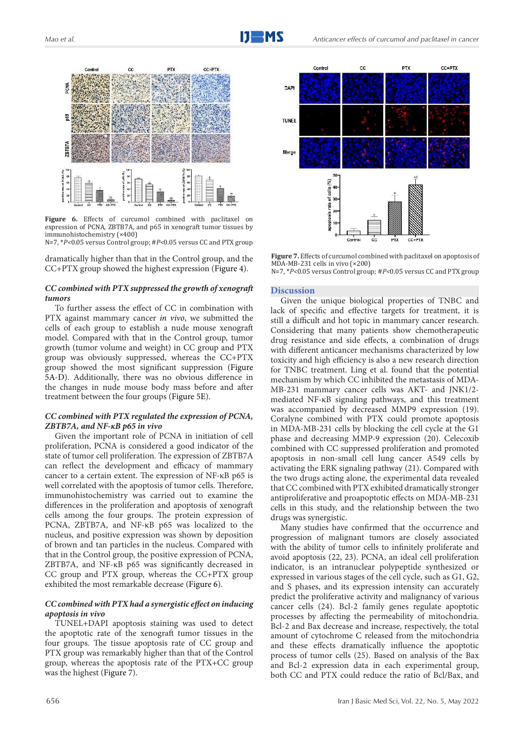**Figure 6.** Effects of curcumol combined with paclitaxel on expression of PCNA, ZBTB7A, and p65 in xenograft tumor tissues by immunohistochemistry (×400)
N=7, *$P$<0.05 versus Control group; #$P$<0.05 versus CC and PTX group

dramatically higher than that in the Control group, and the CC+PTX group showed the highest expression (Figure 4).

### *CC combined with PTX suppressed the growth of xenograft tumors*

To further assess the effect of CC in combination with PTX against mammary cancer *in vivo*, we submitted the cells of each group to establish a nude mouse xenograft model. Compared with that in the Control group, tumor growth (tumor volume and weight) in CC group and PTX group was obviously suppressed, whereas the CC+PTX group showed the most significant suppression (Figure 5A-D). Additionally, there was no obvious difference in the changes in nude mouse body mass before and after treatment between the four groups (Figure 5E).

### *CC combined with PTX regulated the expression of PCNA, ZBTB7A, and NF-κB p65 in vivo*

Given the important role of PCNA in initiation of cell proliferation, PCNA is considered a good indicator of the state of tumor cell proliferation. The expression of ZBTB7A can reflect the development and efficacy of mammary cancer to a certain extent. The expression of NF-κB p65 is well correlated with the apoptosis of tumor cells. Therefore, immunohistochemistry was carried out to examine the differences in the proliferation and apoptosis of xenograft cells among the four groups. The protein expression of PCNA, ZBTB7A, and NF-κB p65 was localized to the nucleus, and positive expression was shown by deposition of brown and tan particles in the nucleus. Compared with that in the Control group, the positive expression of PCNA, ZBTB7A, and NF-κB p65 was significantly decreased in CC group and PTX group, whereas the CC+PTX group exhibited the most remarkable decrease (Figure 6).

### *CC combined with PTX had a synergistic effect on inducing apoptosis in vivo*

TUNEL+DAPI apoptosis staining was used to detect the apoptotic rate of the xenograft tumor tissues in the four groups. The tissue apoptosis rate of CC group and PTX group was remarkably higher than that of the Control group, whereas the apoptosis rate of the PTX+CC group was the highest (Figure 7).

**Figure 7.** Effects of curcumol combined with paclitaxel on apoptosis of MDA-MB-231 cells in vivo (×200)
N=7, *$P$<0.05 versus Control group; #$P$<0.05 versus CC and PTX group

## Discussion

Given the unique biological properties of TNBC and lack of specific and effective targets for treatment, it is still a difficult and hot topic in mammary cancer research. Considering that many patients show chemotherapeutic drug resistance and side effects, a combination of drugs with different anticancer mechanisms characterized by low toxicity and high efficiency is also a new research direction for TNBC treatment. Ling et al. found that the potential mechanism by which CC inhibited the metastasis of MDA-MB-231 mammary cancer cells was AKT- and JNK1/2-mediated NF-κB signaling pathways, and this treatment was accompanied by decreased MMP9 expression (19). Coralyne combined with PTX could promote apoptosis in MDA-MB-231 cells by blocking the cell cycle at the G1 phase and decreasing MMP-9 expression (20). Celecoxib combined with CC suppressed proliferation and promoted apoptosis in non-small cell lung cancer A549 cells by activating the ERK signaling pathway (21). Compared with the two drugs acting alone, the experimental data revealed that CC combined with PTX exhibited dramatically stronger antiproliferative and proapoptotic effects on MDA-MB-231 cells in this study, and the relationship between the two drugs was synergistic.

Many studies have confirmed that the occurrence and progression of malignant tumors are closely associated with the ability of tumor cells to infinitely proliferate and avoid apoptosis (22, 23). PCNA, an ideal cell proliferation indicator, is an intranuclear polypeptide synthesized or expressed in various stages of the cell cycle, such as G1, G2, and S phases, and its expression intensity can accurately predict the proliferative activity and malignancy of various cancer cells (24). Bcl-2 family genes regulate apoptotic processes by affecting the permeability of mitochondria. Bcl-2 and Bax decrease and increase, respectively, the total amount of cytochrome C released from the mitochondria and these effects dramatically influence the apoptotic process of tumor cells (25). Based on analysis of the Bax and Bcl-2 expression data in each experimental group, both CC and PTX could reduce the ratio of Bcl/Bax, and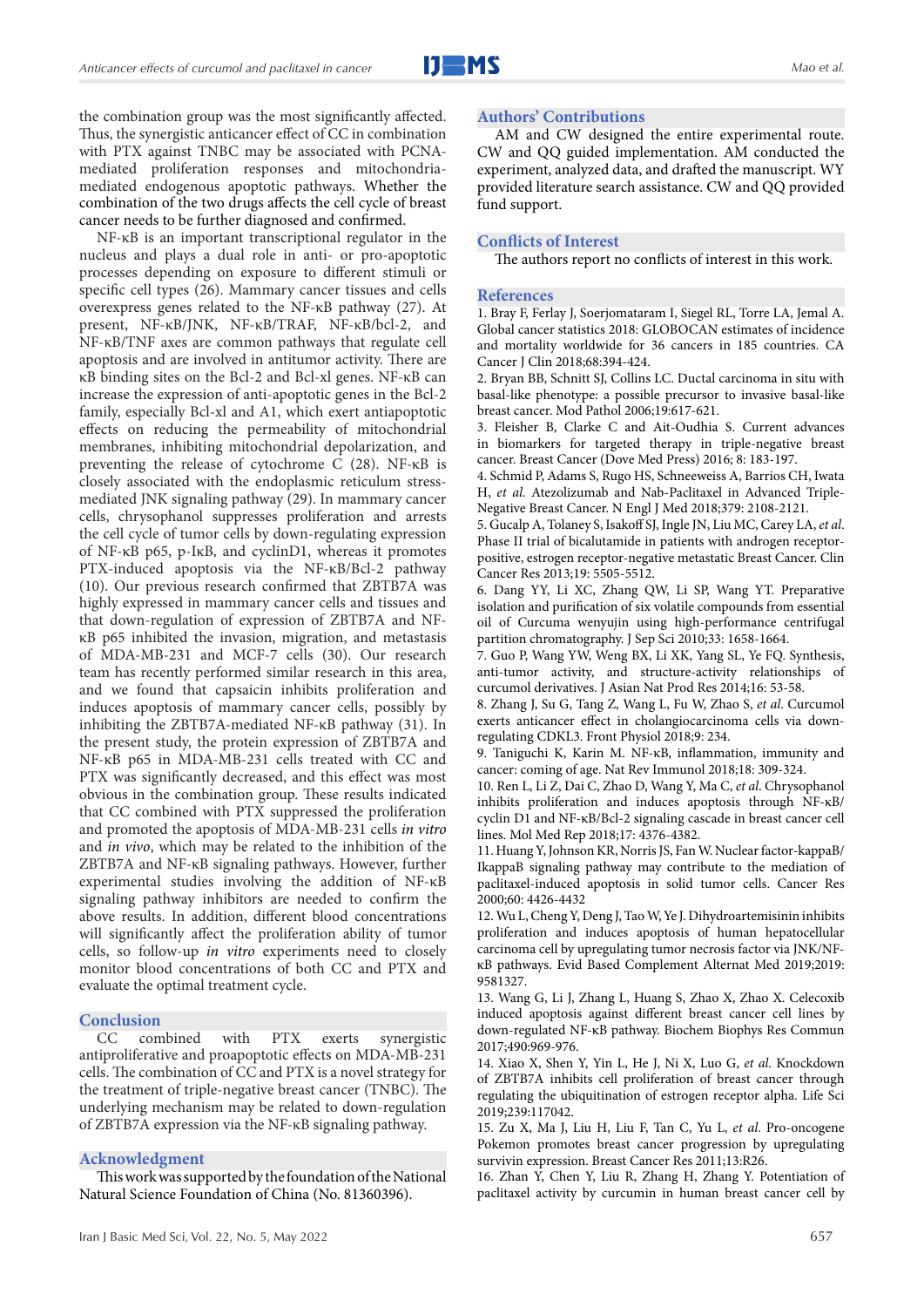the combination group was the most significantly affected. Thus, the synergistic anticancer effect of CC in combination with PTX against TNBC may be associated with PCNA-mediated proliferation responses and mitochondria-mediated endogenous apoptotic pathways. Whether the combination of the two drugs affects the cell cycle of breast cancer needs to be further diagnosed and confirmed.

NF-κB is an important transcriptional regulator in the nucleus and plays a dual role in anti- or pro-apoptotic processes depending on exposure to different stimuli or specific cell types (26). Mammary cancer tissues and cells overexpress genes related to the NF-κB pathway (27). At present, NF-κB/JNK, NF-κB/TRAF, NF-κB/bcl-2, and NF-κB/TNF axes are common pathways that regulate cell apoptosis and are involved in antitumor activity. There are κB binding sites on the Bcl-2 and Bcl-xl genes. NF-κB can increase the expression of anti-apoptotic genes in the Bcl-2 family, especially Bcl-xl and A1, which exert antiapoptotic effects on reducing the permeability of mitochondrial membranes, inhibiting mitochondrial depolarization, and preventing the release of cytochrome C (28). NF-κB is closely associated with the endoplasmic reticulum stress-mediated JNK signaling pathway (29). In mammary cancer cells, chrysophanol suppresses proliferation and arrests the cell cycle of tumor cells by down-regulating expression of NF-κB p65, p-IκB, and cyclinD1, whereas it promotes PTX-induced apoptosis via the NF-κB/Bcl-2 pathway (10). Our previous research confirmed that ZBTB7A was highly expressed in mammary cancer cells and tissues and that down-regulation of expression of ZBTB7A and NF-κB p65 inhibited the invasion, migration, and metastasis of MDA-MB-231 and MCF-7 cells (30). Our research team has recently performed similar research in this area, and we found that capsaicin inhibits proliferation and induces apoptosis of mammary cancer cells, possibly by inhibiting the ZBTB7A-mediated NF-κB pathway (31). In the present study, the protein expression of ZBTB7A and NF-κB p65 in MDA-MB-231 cells treated with CC and PTX was significantly decreased, and this effect was most obvious in the combination group. These results indicated that CC combined with PTX suppressed the proliferation and promoted the apoptosis of MDA-MB-231 cells *in vitro* and *in vivo*, which may be related to the inhibition of the ZBTB7A and NF-κB signaling pathways. However, further experimental studies involving the addition of NF-κB signaling pathway inhibitors are needed to confirm the above results. In addition, different blood concentrations will significantly affect the proliferation ability of tumor cells, so follow-up *in vitro* experiments need to closely monitor blood concentrations of both CC and PTX and evaluate the optimal treatment cycle.

## Conclusion

CC combined with PTX exerts synergistic antiproliferative and proapoptotic effects on MDA-MB-231 cells. The combination of CC and PTX is a novel strategy for the treatment of triple-negative breast cancer (TNBC). The underlying mechanism may be related to down-regulation of ZBTB7A expression via the NF-κB signaling pathway.

## Acknowledgment

This work was supported by the foundation of the National Natural Science Foundation of China (No. 81360396).

## Authors' Contributions

AM and CW designed the entire experimental route. CW and QQ guided implementation. AM conducted the experiment, analyzed data, and drafted the manuscript. WY provided literature search assistance. CW and QQ provided fund support.

## Conflicts of Interest

The authors report no conflicts of interest in this work.

## References

1. Bray F, Ferlay J, Soerjomataram I, Siegel RL, Torre LA, Jemal A. Global cancer statistics 2018: GLOBOCAN estimates of incidence and mortality worldwide for 36 cancers in 185 countries. CA Cancer J Clin 2018;68:394-424.
2. Bryan BB, Schnitt SJ, Collins LC. Ductal carcinoma in situ with basal-like phenotype: a possible precursor to invasive basal-like breast cancer. Mod Pathol 2006;19:617-621.
3. Fleisher B, Clarke C and Ait-Oudhia S. Current advances in biomarkers for targeted therapy in triple-negative breast cancer. Breast Cancer (Dove Med Press) 2016; 8: 183-197.
4. Schmid P, Adams S, Rugo HS, Schneeweiss A, Barrios CH, Iwata H, *et al.* Atezolizumab and Nab-Paclitaxel in Advanced Triple-Negative Breast Cancer. N Engl J Med 2018;379: 2108-2121.
5. Gucalp A, Tolaney S, Isakoff SJ, Ingle JN, Liu MC, Carey LA, *et al.* Phase II trial of bicalutamide in patients with androgen receptor-positive, estrogen receptor-negative metastatic Breast Cancer. Clin Cancer Res 2013;19: 5505-5512.
6. Dang YY, Li XC, Zhang QW, Li SP, Wang YT. Preparative isolation and purification of six volatile compounds from essential oil of Curcuma wenyujin using high-performance centrifugal partition chromatography. J Sep Sci 2010;33: 1658-1664.
7. Guo P, Wang YW, Weng BX, Li XK, Yang SL, Ye FQ. Synthesis, anti-tumor activity, and structure-activity relationships of curcumol derivatives. J Asian Nat Prod Res 2014;16: 53-58.
8. Zhang J, Su G, Tang Z, Wang L, Fu W, Zhao S, *et al.* Curcumol exerts anticancer effect in cholangiocarcinoma cells via down-regulating CDKL3. Front Physiol 2018;9: 234.
9. Taniguchi K, Karin M. NF-κB, inflammation, immunity and cancer: coming of age. Nat Rev Immunol 2018;18: 309-324.
10. Ren L, Li Z, Dai C, Zhao D, Wang Y, Ma C, *et al.* Chrysophanol inhibits proliferation and induces apoptosis through NF-κB/cyclin D1 and NF-κB/Bcl-2 signaling cascade in breast cancer cell lines. Mol Med Rep 2018;17: 4376-4382.
11. Huang Y, Johnson KR, Norris JS, Fan W. Nuclear factor-kappaB/IkappaB signaling pathway may contribute to the mediation of paclitaxel-induced apoptosis in solid tumor cells. Cancer Res 2000;60: 4426-4432
12. Wu L, Cheng Y, Deng J, Tao W, Ye J. Dihydroartemisinin inhibits proliferation and induces apoptosis of human hepatocellular carcinoma cell by upregulating tumor necrosis factor via JNK/NF-κB pathways. Evid Based Complement Alternat Med 2019;2019: 9581327.
13. Wang G, Li J, Zhang L, Huang S, Zhao X, Zhao X. Celecoxib induced apoptosis against different breast cancer cell lines by down-regulated NF-κB pathway. Biochem Biophys Res Commun 2017;490:969-976.
14. Xiao X, Shen Y, Yin L, He J, Ni X, Luo G, *et al.* Knockdown of ZBTB7A inhibits cell proliferation of breast cancer through regulating the ubiquitination of estrogen receptor alpha. Life Sci 2019;239:117042.
15. Zu X, Ma J, Liu H, Liu F, Tan C, Yu L, *et al.* Pro-oncogene Pokemon promotes breast cancer progression by upregulating survivin expression. Breast Cancer Res 2011;13:R26.
16. Zhan Y, Chen Y, Liu R, Zhang H, Zhang Y. Potentiation of paclitaxel activity by curcumin in human breast cancer cell by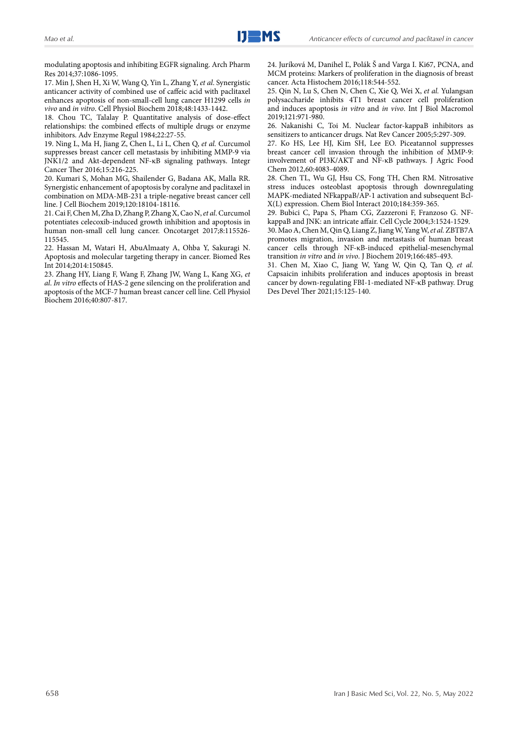modulating apoptosis and inhibiting EGFR signaling. Arch Pharm Res 2014;37:1086-1095.

17. Min J, Shen H, Xi W, Wang Q, Yin L, Zhang Y, *et al*. Synergistic anticancer activity of combined use of caffeic acid with paclitaxel enhances apoptosis of non-small-cell lung cancer H1299 cells *in vivo* and *in vitro*. Cell Physiol Biochem 2018;48:1433-1442.

18. Chou TC, Talalay P. Quantitative analysis of dose-effect relationships: the combined effects of multiple drugs or enzyme inhibitors. Adv Enzyme Regul 1984;22:27-55.

19. Ning L, Ma H, Jiang Z, Chen L, Li L, Chen Q, *et al.* Curcumol suppresses breast cancer cell metastasis by inhibiting MMP-9 via JNK1/2 and Akt-dependent NF-κB signaling pathways. Integr Cancer Ther 2016;15:216-225.

20. Kumari S, Mohan MG, Shailender G, Badana AK, Malla RR. Synergistic enhancement of apoptosis by coralyne and paclitaxel in combination on MDA-MB-231 a triple-negative breast cancer cell line. J Cell Biochem 2019;120:18104-18116.

21. Cai F, Chen M, Zha D, Zhang P, Zhang X, Cao N, *et al*. Curcumol potentiates celecoxib-induced growth inhibition and apoptosis in human non-small cell lung cancer. Oncotarget 2017;8:115526-115545.

22. Hassan M, Watari H, AbuAlmaaty A, Ohba Y, Sakuragi N. Apoptosis and molecular targeting therapy in cancer. Biomed Res Int 2014;2014:150845.

23. Zhang HY, Liang F, Wang F, Zhang JW, Wang L, Kang XG, *et al. In vitro* effects of HAS-2 gene silencing on the proliferation and apoptosis of the MCF-7 human breast cancer cell line. Cell Physiol Biochem 2016;40:807-817.

24. Juríková M, Danihel Ľ, Polák Š and Varga I. Ki67, PCNA, and MCM proteins: Markers of proliferation in the diagnosis of breast cancer. Acta Histochem 2016;118:544-552.

25. Qin N, Lu S, Chen N, Chen C, Xie Q, Wei X, *et al.* Yulangsan polysaccharide inhibits 4T1 breast cancer cell proliferation and induces apoptosis *in vitro* and *in vivo*. Int J Biol Macromol 2019;121:971-980.

26. Nakanishi C, Toi M. Nuclear factor-kappaB inhibitors as sensitizers to anticancer drugs. Nat Rev Cancer 2005;5:297-309.

27. Ko HS, Lee HJ, Kim SH, Lee EO. Piceatannol suppresses breast cancer cell invasion through the inhibition of MMP-9: involvement of PI3K/AKT and NF-κB pathways. J Agric Food Chem 2012,60:4083-4089.

28. Chen TL, Wu GJ, Hsu CS, Fong TH, Chen RM. Nitrosative stress induces osteoblast apoptosis through downregulating MAPK-mediated NFkappaB/AP-1 activation and subsequent Bcl-X(L) expression. Chem Biol Interact 2010;184:359-365.

29. Bubici C, Papa S, Pham CG, Zazzeroni F, Franzoso G. NF-kappaB and JNK: an intricate affair. Cell Cycle 2004;3:1524-1529.

30. Mao A, Chen M, Qin Q, Liang Z, Jiang W, Yang W, *et al.* ZBTB7A promotes migration, invasion and metastasis of human breast cancer cells through NF-κB-induced epithelial-mesenchymal transition *in vitro* and *in vivo*. J Biochem 2019;166:485-493.

31. Chen M, Xiao C, Jiang W, Yang W, Qin Q, Tan Q, *et al.* Capsaicin inhibits proliferation and induces apoptosis in breast cancer by down-regulating FBI-1-mediated NF-κB pathway. Drug Des Devel Ther 2021;15:125-140.